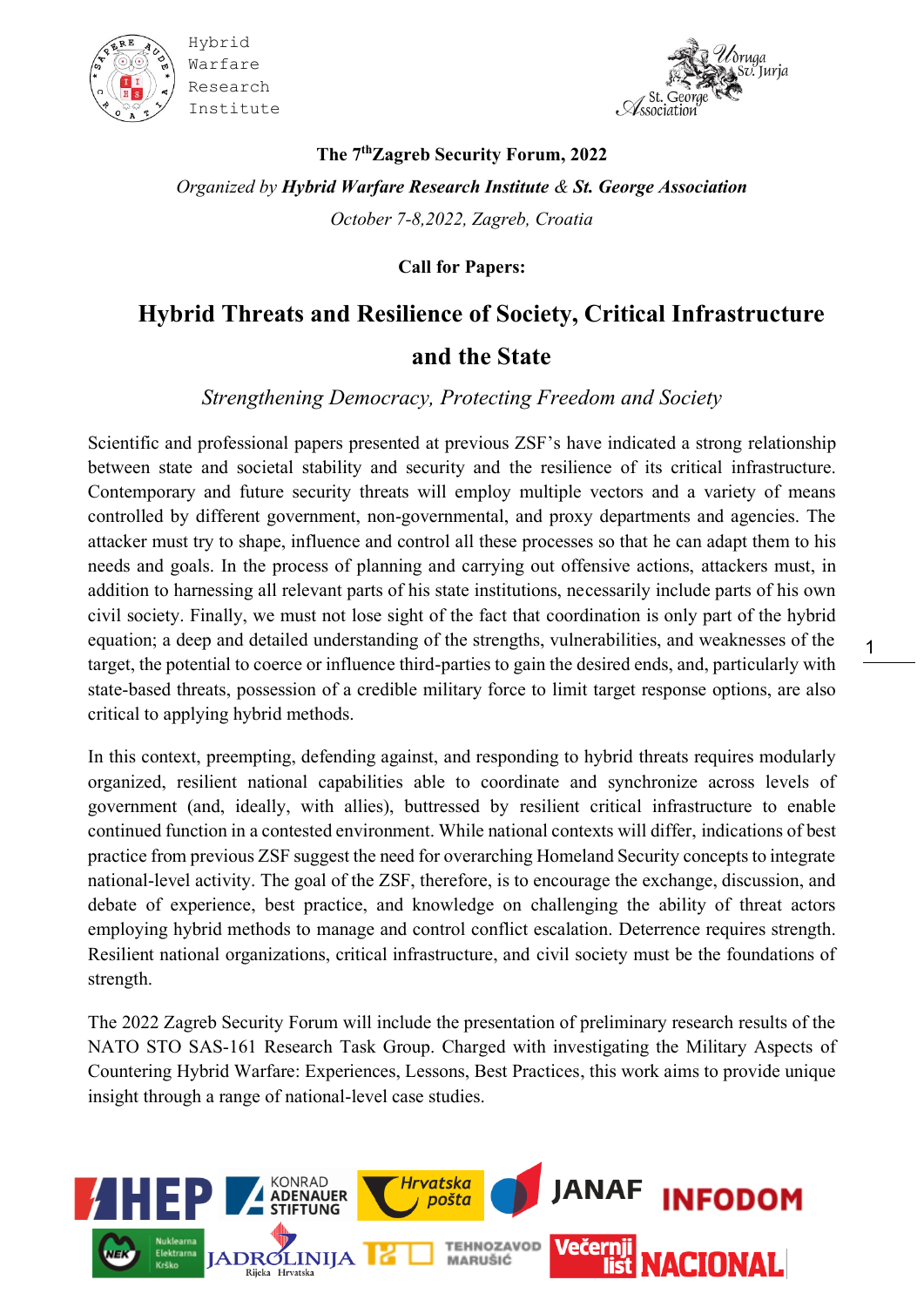Hybrid Warfare Research Institute

St. George Association

**The 7th Zagreb Security Forum, 2022**

*Organized by* ***Hybrid Warfare Research Institute*** *&* ***St. George Association***

*October 7-8,2022, Zagreb, Croatia*

**Call for Papers:**

# Hybrid Threats and Resilience of Society, Critical Infrastructure and the State

*Strengthening Democracy, Protecting Freedom and Society*

Scientific and professional papers presented at previous ZSF's have indicated a strong relationship between state and societal stability and security and the resilience of its critical infrastructure. Contemporary and future security threats will employ multiple vectors and a variety of means controlled by different government, non-governmental, and proxy departments and agencies. The attacker must try to shape, influence and control all these processes so that he can adapt them to his needs and goals. In the process of planning and carrying out offensive actions, attackers must, in addition to harnessing all relevant parts of his state institutions, necessarily include parts of his own civil society. Finally, we must not lose sight of the fact that coordination is only part of the hybrid equation; a deep and detailed understanding of the strengths, vulnerabilities, and weaknesses of the target, the potential to coerce or influence third-parties to gain the desired ends, and, particularly with state-based threats, possession of a credible military force to limit target response options, are also critical to applying hybrid methods.

In this context, preempting, defending against, and responding to hybrid threats requires modularly organized, resilient national capabilities able to coordinate and synchronize across levels of government (and, ideally, with allies), buttressed by resilient critical infrastructure to enable continued function in a contested environment. While national contexts will differ, indications of best practice from previous ZSF suggest the need for overarching Homeland Security concepts to integrate national-level activity. The goal of the ZSF, therefore, is to encourage the exchange, discussion, and debate of experience, best practice, and knowledge on challenging the ability of threat actors employing hybrid methods to manage and control conflict escalation. Deterrence requires strength. Resilient national organizations, critical infrastructure, and civil society must be the foundations of strength.

The 2022 Zagreb Security Forum will include the presentation of preliminary research results of the NATO STO SAS-161 Research Task Group. Charged with investigating the Military Aspects of Countering Hybrid Warfare: Experiences, Lessons, Best Practices, this work aims to provide unique insight through a range of national-level case studies.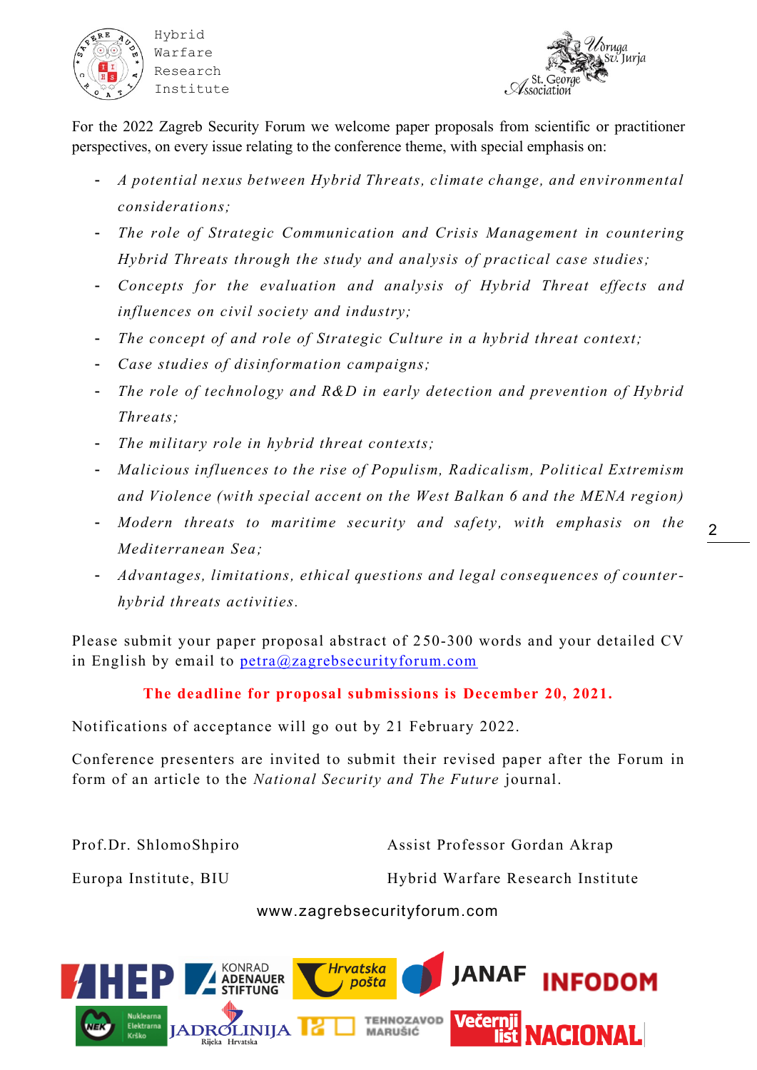For the 2022 Zagreb Security Forum we welcome paper proposals from scientific or practitioner perspectives, on every issue relating to the conference theme, with special emphasis on:

- *A potential nexus between Hybrid Threats, climate change, and environmental considerations;*
- *The role of Strategic Communication and Crisis Management in countering Hybrid Threats through the study and analysis of practical case studies;*
- *Concepts for the evaluation and analysis of Hybrid Threat effects and influences on civil society and industry;*
- *The concept of and role of Strategic Culture in a hybrid threat context;*
- *Case studies of disinformation campaigns;*
- *The role of technology and R&D in early detection and prevention of Hybrid Threats;*
- *The military role in hybrid threat contexts;*
- *Malicious influences to the rise of Populism, Radicalism, Political Extremism and Violence (with special accent on the West Balkan 6 and the MENA region)*
- *Modern threats to maritime security and safety, with emphasis on the Mediterranean Sea;*
- *Advantages, limitations, ethical questions and legal consequences of counter-hybrid threats activities.*

Please submit your paper proposal abstract of 250-300 words and your detailed CV in English by email to petra@zagrebsecurityforum.com

**The deadline for proposal submissions is December 20, 2021.**

Notifications of acceptance will go out by 21 February 2022.

Conference presenters are invited to submit their revised paper after the Forum in form of an article to the *National Security and The Future* journal.

| | |
|---|---|
| Prof.Dr. ShlomoShpiro | Assist Professor Gordan Akrap |
| Europa Institute, BIU | Hybrid Warfare Research Institute |

www.zagrebsecurityforum.com